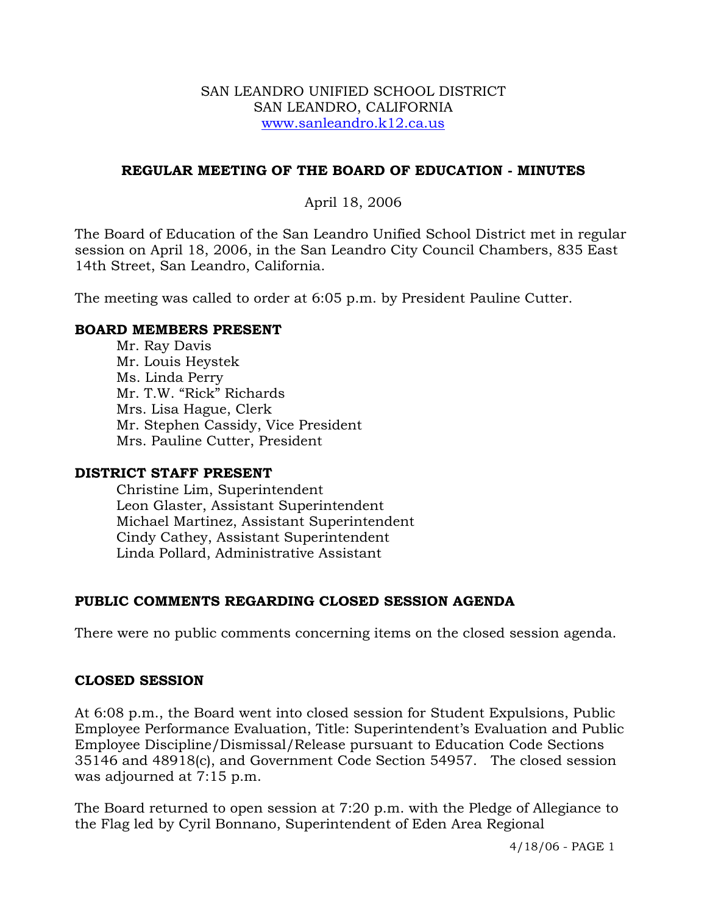SAN LEANDRO UNIFIED SCHOOL DISTRICT
SAN LEANDRO, CALIFORNIA
www.sanleandro.k12.ca.us

# REGULAR MEETING OF THE BOARD OF EDUCATION - MINUTES

April 18, 2006

The Board of Education of the San Leandro Unified School District met in regular session on April 18, 2006, in the San Leandro City Council Chambers, 835 East 14th Street, San Leandro, California.

The meeting was called to order at 6:05 p.m. by President Pauline Cutter.

## BOARD MEMBERS PRESENT

Mr. Ray Davis
Mr. Louis Heystek
Ms. Linda Perry
Mr. T.W. "Rick" Richards
Mrs. Lisa Hague, Clerk
Mr. Stephen Cassidy, Vice President
Mrs. Pauline Cutter, President

## DISTRICT STAFF PRESENT

Christine Lim, Superintendent
Leon Glaster, Assistant Superintendent
Michael Martinez, Assistant Superintendent
Cindy Cathey, Assistant Superintendent
Linda Pollard, Administrative Assistant

## PUBLIC COMMENTS REGARDING CLOSED SESSION AGENDA

There were no public comments concerning items on the closed session agenda.

## CLOSED SESSION

At 6:08 p.m., the Board went into closed session for Student Expulsions, Public Employee Performance Evaluation, Title: Superintendent's Evaluation and Public Employee Discipline/Dismissal/Release pursuant to Education Code Sections 35146 and 48918(c), and Government Code Section 54957. The closed session was adjourned at 7:15 p.m.

The Board returned to open session at 7:20 p.m. with the Pledge of Allegiance to the Flag led by Cyril Bonnano, Superintendent of Eden Area Regional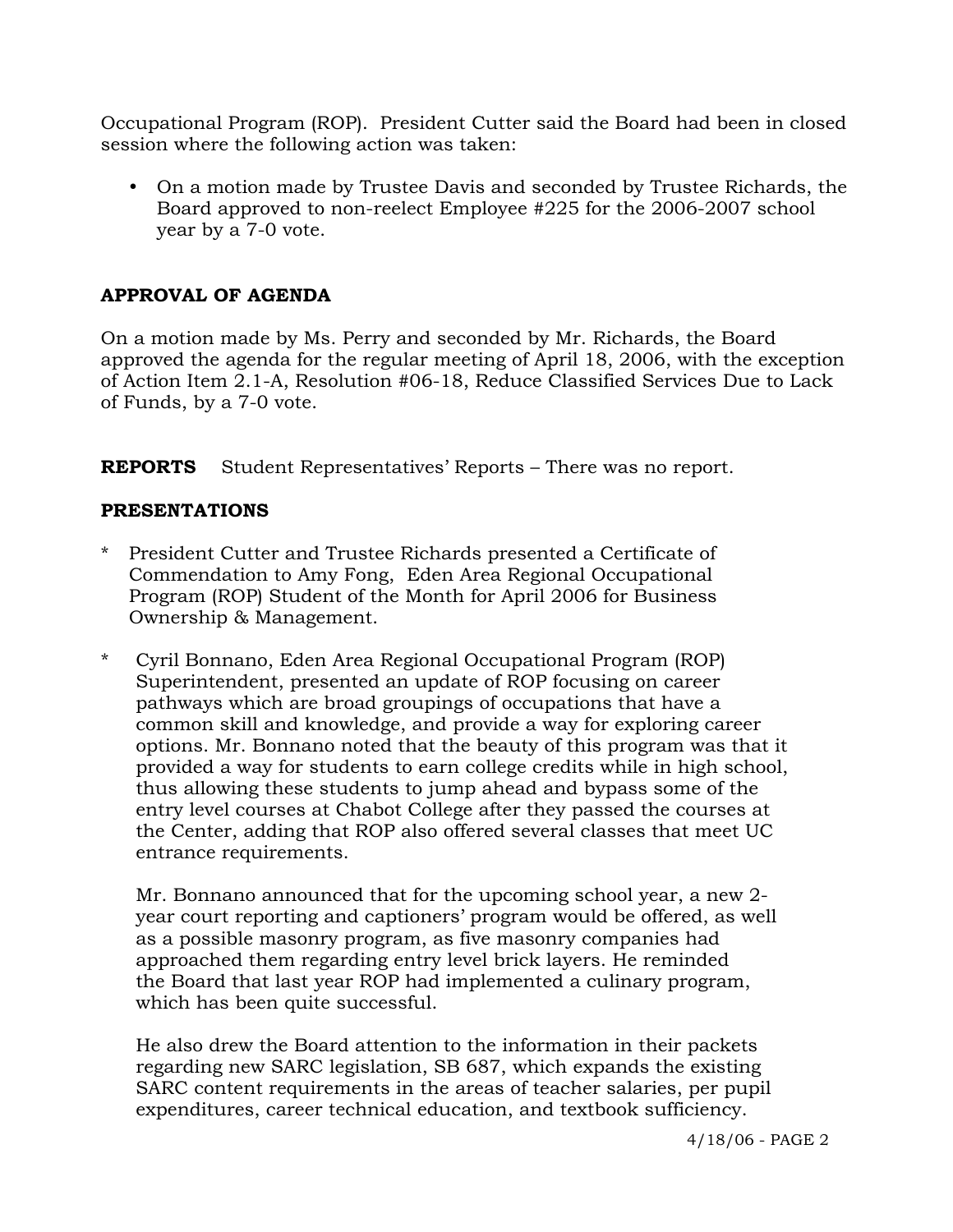Occupational Program (ROP). President Cutter said the Board had been in closed session where the following action was taken:

- On a motion made by Trustee Davis and seconded by Trustee Richards, the Board approved to non-reelect Employee #225 for the 2006-2007 school year by a 7-0 vote.

**APPROVAL OF AGENDA**

On a motion made by Ms. Perry and seconded by Mr. Richards, the Board approved the agenda for the regular meeting of April 18, 2006, with the exception of Action Item 2.1-A, Resolution #06-18, Reduce Classified Services Due to Lack of Funds, by a 7-0 vote.

**REPORTS** Student Representatives' Reports – There was no report.

**PRESENTATIONS**

* President Cutter and Trustee Richards presented a Certificate of Commendation to Amy Fong, Eden Area Regional Occupational Program (ROP) Student of the Month for April 2006 for Business Ownership & Management.

* Cyril Bonnano, Eden Area Regional Occupational Program (ROP) Superintendent, presented an update of ROP focusing on career pathways which are broad groupings of occupations that have a common skill and knowledge, and provide a way for exploring career options. Mr. Bonnano noted that the beauty of this program was that it provided a way for students to earn college credits while in high school, thus allowing these students to jump ahead and bypass some of the entry level courses at Chabot College after they passed the courses at the Center, adding that ROP also offered several classes that meet UC entrance requirements.

  Mr. Bonnano announced that for the upcoming school year, a new 2-year court reporting and captioners' program would be offered, as well as a possible masonry program, as five masonry companies had approached them regarding entry level brick layers. He reminded the Board that last year ROP had implemented a culinary program, which has been quite successful.

  He also drew the Board attention to the information in their packets regarding new SARC legislation, SB 687, which expands the existing SARC content requirements in the areas of teacher salaries, per pupil expenditures, career technical education, and textbook sufficiency.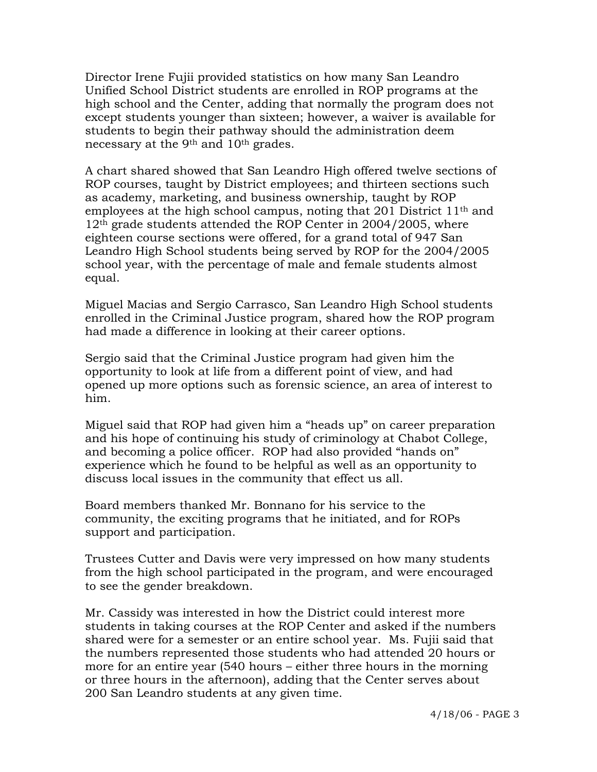Director Irene Fujii provided statistics on how many San Leandro Unified School District students are enrolled in ROP programs at the high school and the Center, adding that normally the program does not except students younger than sixteen; however, a waiver is available for students to begin their pathway should the administration deem necessary at the 9th and 10th grades.

A chart shared showed that San Leandro High offered twelve sections of ROP courses, taught by District employees; and thirteen sections such as academy, marketing, and business ownership, taught by ROP employees at the high school campus, noting that 201 District 11th and 12th grade students attended the ROP Center in 2004/2005, where eighteen course sections were offered, for a grand total of 947 San Leandro High School students being served by ROP for the 2004/2005 school year, with the percentage of male and female students almost equal.

Miguel Macias and Sergio Carrasco, San Leandro High School students enrolled in the Criminal Justice program, shared how the ROP program had made a difference in looking at their career options.

Sergio said that the Criminal Justice program had given him the opportunity to look at life from a different point of view, and had opened up more options such as forensic science, an area of interest to him.

Miguel said that ROP had given him a "heads up" on career preparation and his hope of continuing his study of criminology at Chabot College, and becoming a police officer. ROP had also provided "hands on" experience which he found to be helpful as well as an opportunity to discuss local issues in the community that effect us all.

Board members thanked Mr. Bonnano for his service to the community, the exciting programs that he initiated, and for ROPs support and participation.

Trustees Cutter and Davis were very impressed on how many students from the high school participated in the program, and were encouraged to see the gender breakdown.

Mr. Cassidy was interested in how the District could interest more students in taking courses at the ROP Center and asked if the numbers shared were for a semester or an entire school year. Ms. Fujii said that the numbers represented those students who had attended 20 hours or more for an entire year (540 hours – either three hours in the morning or three hours in the afternoon), adding that the Center serves about 200 San Leandro students at any given time.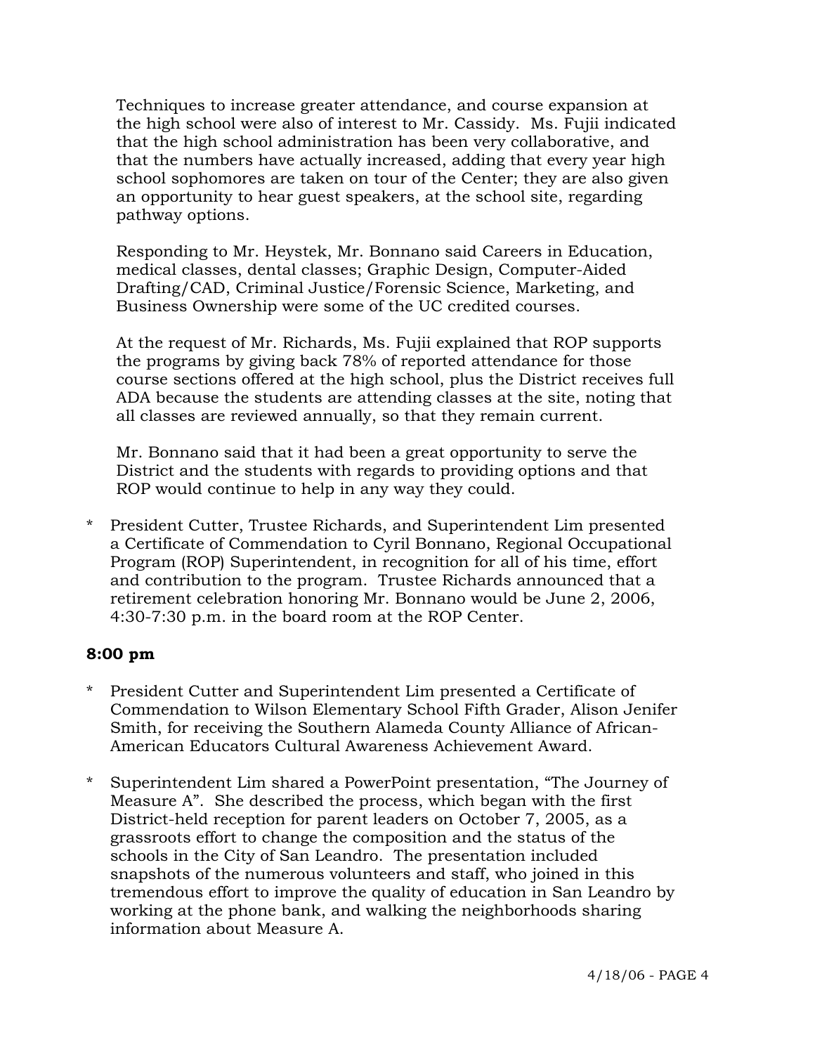Techniques to increase greater attendance, and course expansion at the high school were also of interest to Mr. Cassidy. Ms. Fujii indicated that the high school administration has been very collaborative, and that the numbers have actually increased, adding that every year high school sophomores are taken on tour of the Center; they are also given an opportunity to hear guest speakers, at the school site, regarding pathway options.

Responding to Mr. Heystek, Mr. Bonnano said Careers in Education, medical classes, dental classes; Graphic Design, Computer-Aided Drafting/CAD, Criminal Justice/Forensic Science, Marketing, and Business Ownership were some of the UC credited courses.

At the request of Mr. Richards, Ms. Fujii explained that ROP supports the programs by giving back 78% of reported attendance for those course sections offered at the high school, plus the District receives full ADA because the students are attending classes at the site, noting that all classes are reviewed annually, so that they remain current.

Mr. Bonnano said that it had been a great opportunity to serve the District and the students with regards to providing options and that ROP would continue to help in any way they could.

* President Cutter, Trustee Richards, and Superintendent Lim presented a Certificate of Commendation to Cyril Bonnano, Regional Occupational Program (ROP) Superintendent, in recognition for all of his time, effort and contribution to the program. Trustee Richards announced that a retirement celebration honoring Mr. Bonnano would be June 2, 2006, 4:30-7:30 p.m. in the board room at the ROP Center.

**8:00 pm**

* President Cutter and Superintendent Lim presented a Certificate of Commendation to Wilson Elementary School Fifth Grader, Alison Jenifer Smith, for receiving the Southern Alameda County Alliance of African-American Educators Cultural Awareness Achievement Award.

* Superintendent Lim shared a PowerPoint presentation, "The Journey of Measure A". She described the process, which began with the first District-held reception for parent leaders on October 7, 2005, as a grassroots effort to change the composition and the status of the schools in the City of San Leandro. The presentation included snapshots of the numerous volunteers and staff, who joined in this tremendous effort to improve the quality of education in San Leandro by working at the phone bank, and walking the neighborhoods sharing information about Measure A.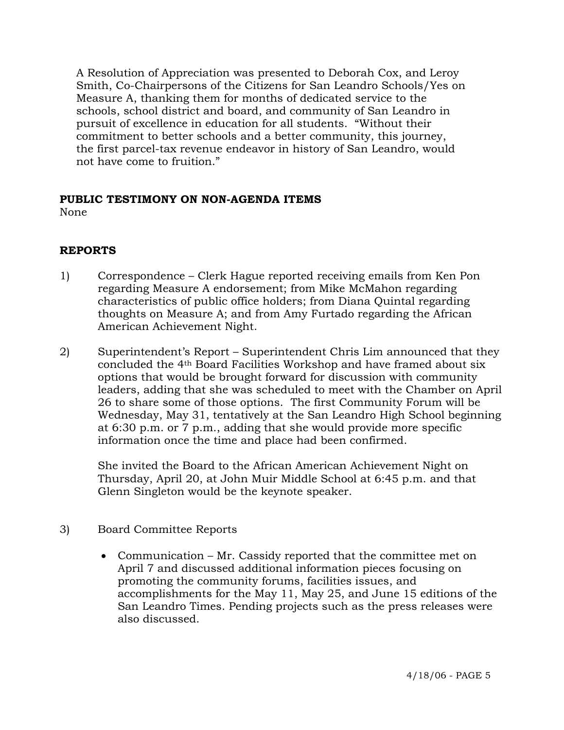A Resolution of Appreciation was presented to Deborah Cox, and Leroy Smith, Co-Chairpersons of the Citizens for San Leandro Schools/Yes on Measure A, thanking them for months of dedicated service to the schools, school district and board, and community of San Leandro in pursuit of excellence in education for all students. "Without their commitment to better schools and a better community, this journey, the first parcel-tax revenue endeavor in history of San Leandro, would not have come to fruition."

**PUBLIC TESTIMONY ON NON-AGENDA ITEMS**

None

**REPORTS**

1) Correspondence – Clerk Hague reported receiving emails from Ken Pon regarding Measure A endorsement; from Mike McMahon regarding characteristics of public office holders; from Diana Quintal regarding thoughts on Measure A; and from Amy Furtado regarding the African American Achievement Night.

2) Superintendent's Report – Superintendent Chris Lim announced that they concluded the 4th Board Facilities Workshop and have framed about six options that would be brought forward for discussion with community leaders, adding that she was scheduled to meet with the Chamber on April 26 to share some of those options. The first Community Forum will be Wednesday, May 31, tentatively at the San Leandro High School beginning at 6:30 p.m. or 7 p.m., adding that she would provide more specific information once the time and place had been confirmed.

   She invited the Board to the African American Achievement Night on Thursday, April 20, at John Muir Middle School at 6:45 p.m. and that Glenn Singleton would be the keynote speaker.

3) Board Committee Reports

   - Communication – Mr. Cassidy reported that the committee met on April 7 and discussed additional information pieces focusing on promoting the community forums, facilities issues, and accomplishments for the May 11, May 25, and June 15 editions of the San Leandro Times. Pending projects such as the press releases were also discussed.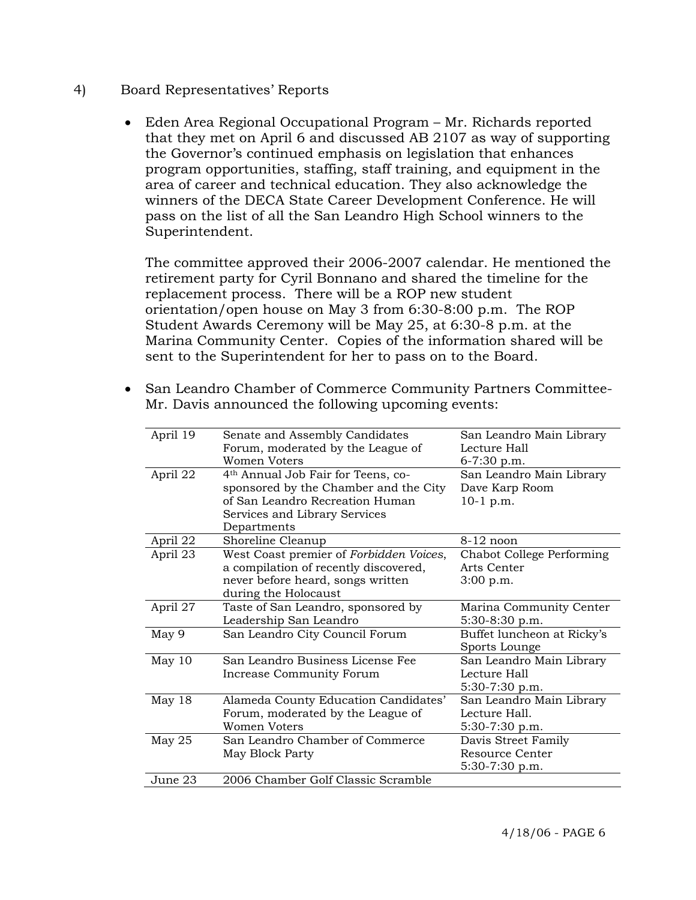4) Board Representatives' Reports

- Eden Area Regional Occupational Program – Mr. Richards reported that they met on April 6 and discussed AB 2107 as way of supporting the Governor's continued emphasis on legislation that enhances program opportunities, staffing, staff training, and equipment in the area of career and technical education. They also acknowledge the winners of the DECA State Career Development Conference. He will pass on the list of all the San Leandro High School winners to the Superintendent.

  The committee approved their 2006-2007 calendar. He mentioned the retirement party for Cyril Bonnano and shared the timeline for the replacement process. There will be a ROP new student orientation/open house on May 3 from 6:30-8:00 p.m. The ROP Student Awards Ceremony will be May 25, at 6:30-8 p.m. at the Marina Community Center. Copies of the information shared will be sent to the Superintendent for her to pass on to the Board.

- San Leandro Chamber of Commerce Community Partners Committee- Mr. Davis announced the following upcoming events:

| | | |
|---|---|---|
| April 19 | Senate and Assembly Candidates Forum, moderated by the League of Women Voters | San Leandro Main Library Lecture Hall 6-7:30 p.m. |
| April 22 | 4th Annual Job Fair for Teens, co-sponsored by the Chamber and the City of San Leandro Recreation Human Services and Library Services Departments | San Leandro Main Library Dave Karp Room 10-1 p.m. |
| April 22 | Shoreline Cleanup | 8-12 noon |
| April 23 | West Coast premier of *Forbidden Voices*, a compilation of recently discovered, never before heard, songs written during the Holocaust | Chabot College Performing Arts Center 3:00 p.m. |
| April 27 | Taste of San Leandro, sponsored by Leadership San Leandro | Marina Community Center 5:30-8:30 p.m. |
| May 9 | San Leandro City Council Forum | Buffet luncheon at Ricky's Sports Lounge |
| May 10 | San Leandro Business License Fee Increase Community Forum | San Leandro Main Library Lecture Hall 5:30-7:30 p.m. |
| May 18 | Alameda County Education Candidates' Forum, moderated by the League of Women Voters | San Leandro Main Library Lecture Hall. 5:30-7:30 p.m. |
| May 25 | San Leandro Chamber of Commerce May Block Party | Davis Street Family Resource Center 5:30-7:30 p.m. |
| June 23 | 2006 Chamber Golf Classic Scramble | |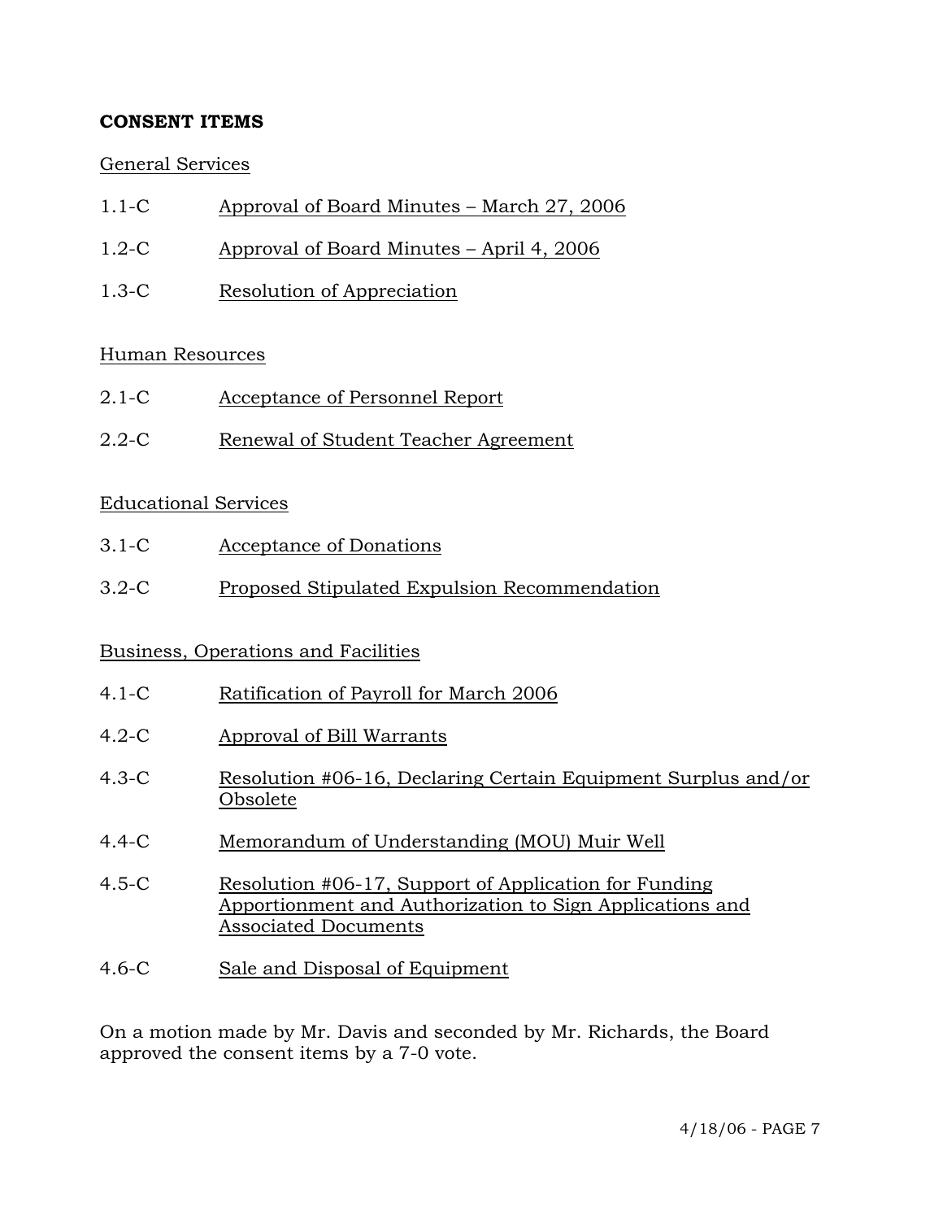**CONSENT ITEMS**

General Services

1.1-C Approval of Board Minutes – March 27, 2006

1.2-C Approval of Board Minutes – April 4, 2006

1.3-C Resolution of Appreciation

Human Resources

2.1-C Acceptance of Personnel Report

2.2-C Renewal of Student Teacher Agreement

Educational Services

3.1-C Acceptance of Donations

3.2-C Proposed Stipulated Expulsion Recommendation

Business, Operations and Facilities

4.1-C Ratification of Payroll for March 2006

4.2-C Approval of Bill Warrants

4.3-C Resolution #06-16, Declaring Certain Equipment Surplus and/or Obsolete

4.4-C Memorandum of Understanding (MOU) Muir Well

4.5-C Resolution #06-17, Support of Application for Funding Apportionment and Authorization to Sign Applications and Associated Documents

4.6-C Sale and Disposal of Equipment

On a motion made by Mr. Davis and seconded by Mr. Richards, the Board approved the consent items by a 7-0 vote.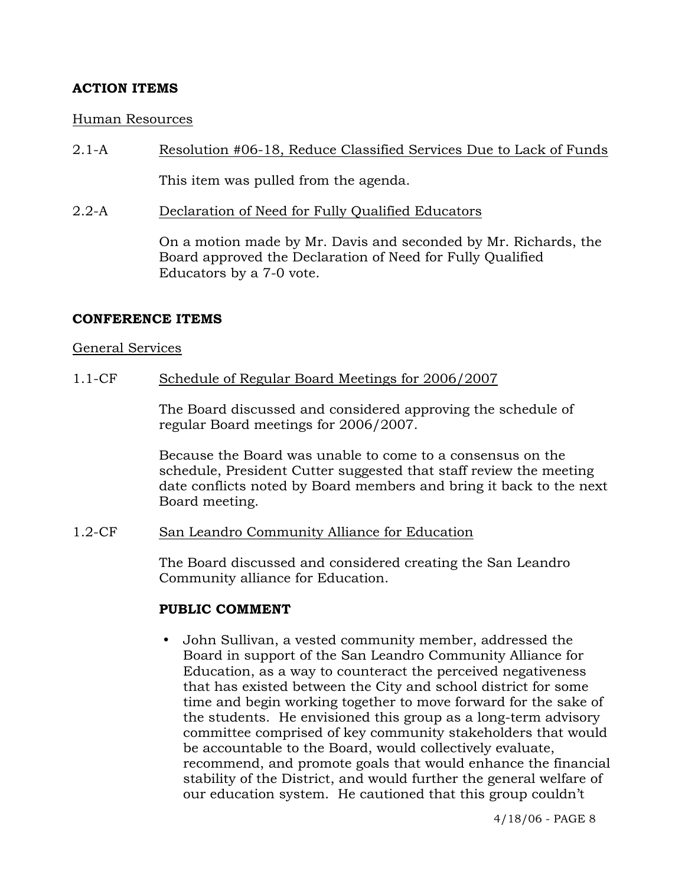**ACTION ITEMS**

Human Resources

2.1-A Resolution #06-18, Reduce Classified Services Due to Lack of Funds

This item was pulled from the agenda.

2.2-A Declaration of Need for Fully Qualified Educators

On a motion made by Mr. Davis and seconded by Mr. Richards, the Board approved the Declaration of Need for Fully Qualified Educators by a 7-0 vote.

**CONFERENCE ITEMS**

General Services

1.1-CF Schedule of Regular Board Meetings for 2006/2007

The Board discussed and considered approving the schedule of regular Board meetings for 2006/2007.

Because the Board was unable to come to a consensus on the schedule, President Cutter suggested that staff review the meeting date conflicts noted by Board members and bring it back to the next Board meeting.

1.2-CF San Leandro Community Alliance for Education

The Board discussed and considered creating the San Leandro Community alliance for Education.

**PUBLIC COMMENT**

- John Sullivan, a vested community member, addressed the Board in support of the San Leandro Community Alliance for Education, as a way to counteract the perceived negativeness that has existed between the City and school district for some time and begin working together to move forward for the sake of the students. He envisioned this group as a long-term advisory committee comprised of key community stakeholders that would be accountable to the Board, would collectively evaluate, recommend, and promote goals that would enhance the financial stability of the District, and would further the general welfare of our education system. He cautioned that this group couldn't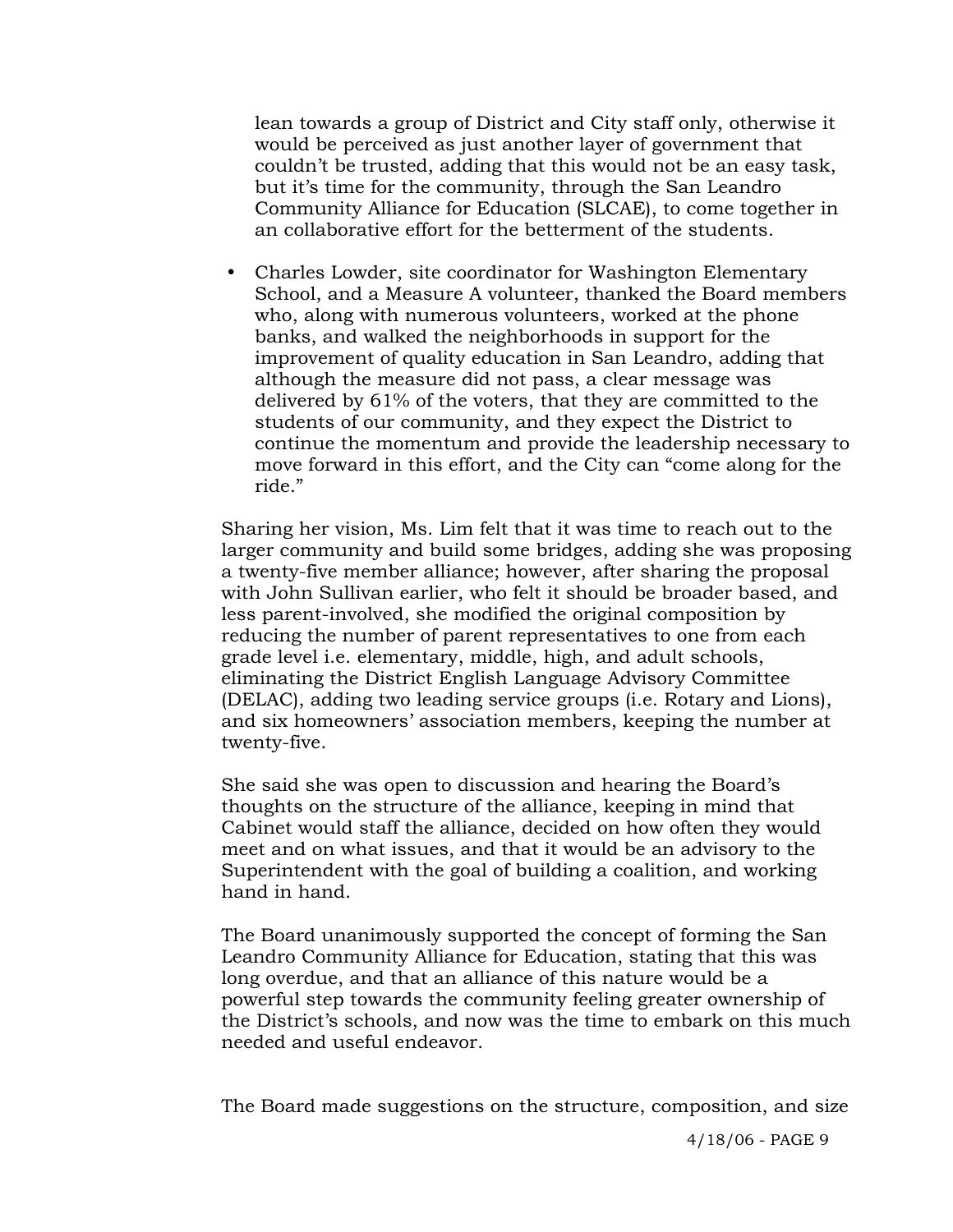lean towards a group of District and City staff only, otherwise it would be perceived as just another layer of government that couldn't be trusted, adding that this would not be an easy task, but it's time for the community, through the San Leandro Community Alliance for Education (SLCAE), to come together in an collaborative effort for the betterment of the students.

- Charles Lowder, site coordinator for Washington Elementary School, and a Measure A volunteer, thanked the Board members who, along with numerous volunteers, worked at the phone banks, and walked the neighborhoods in support for the improvement of quality education in San Leandro, adding that although the measure did not pass, a clear message was delivered by 61% of the voters, that they are committed to the students of our community, and they expect the District to continue the momentum and provide the leadership necessary to move forward in this effort, and the City can "come along for the ride."

Sharing her vision, Ms. Lim felt that it was time to reach out to the larger community and build some bridges, adding she was proposing a twenty-five member alliance; however, after sharing the proposal with John Sullivan earlier, who felt it should be broader based, and less parent-involved, she modified the original composition by reducing the number of parent representatives to one from each grade level i.e. elementary, middle, high, and adult schools, eliminating the District English Language Advisory Committee (DELAC), adding two leading service groups (i.e. Rotary and Lions), and six homeowners' association members, keeping the number at twenty-five.

She said she was open to discussion and hearing the Board's thoughts on the structure of the alliance, keeping in mind that Cabinet would staff the alliance, decided on how often they would meet and on what issues, and that it would be an advisory to the Superintendent with the goal of building a coalition, and working hand in hand.

The Board unanimously supported the concept of forming the San Leandro Community Alliance for Education, stating that this was long overdue, and that an alliance of this nature would be a powerful step towards the community feeling greater ownership of the District's schools, and now was the time to embark on this much needed and useful endeavor.

The Board made suggestions on the structure, composition, and size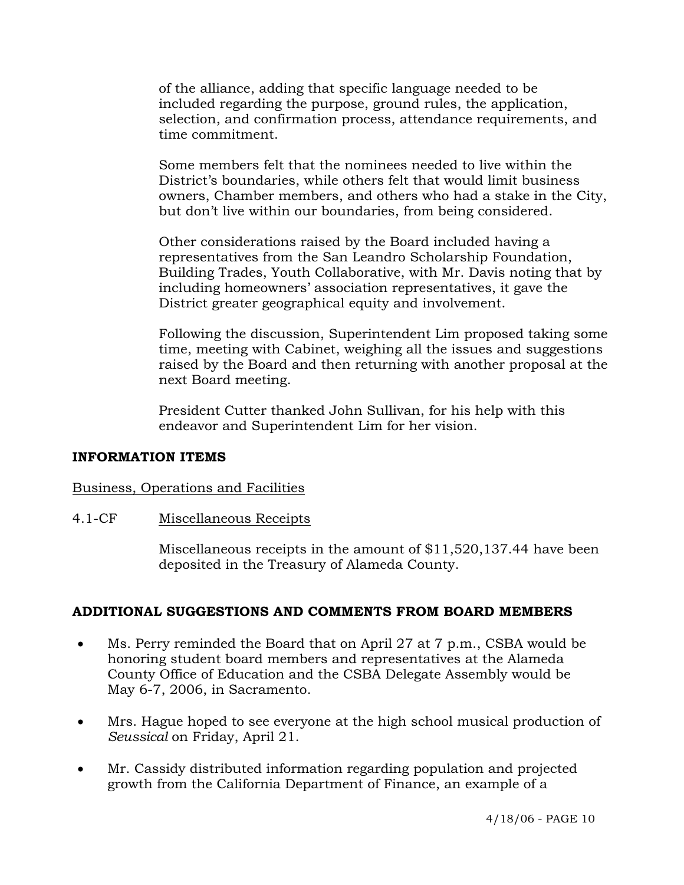of the alliance, adding that specific language needed to be included regarding the purpose, ground rules, the application, selection, and confirmation process, attendance requirements, and time commitment.

Some members felt that the nominees needed to live within the District's boundaries, while others felt that would limit business owners, Chamber members, and others who had a stake in the City, but don't live within our boundaries, from being considered.

Other considerations raised by the Board included having a representatives from the San Leandro Scholarship Foundation, Building Trades, Youth Collaborative, with Mr. Davis noting that by including homeowners' association representatives, it gave the District greater geographical equity and involvement.

Following the discussion, Superintendent Lim proposed taking some time, meeting with Cabinet, weighing all the issues and suggestions raised by the Board and then returning with another proposal at the next Board meeting.

President Cutter thanked John Sullivan, for his help with this endeavor and Superintendent Lim for her vision.

**INFORMATION ITEMS**

Business, Operations and Facilities

4.1-CF Miscellaneous Receipts

Miscellaneous receipts in the amount of $11,520,137.44 have been deposited in the Treasury of Alameda County.

**ADDITIONAL SUGGESTIONS AND COMMENTS FROM BOARD MEMBERS**

- Ms. Perry reminded the Board that on April 27 at 7 p.m., CSBA would be honoring student board members and representatives at the Alameda County Office of Education and the CSBA Delegate Assembly would be May 6-7, 2006, in Sacramento.

- Mrs. Hague hoped to see everyone at the high school musical production of *Seussical* on Friday, April 21.

- Mr. Cassidy distributed information regarding population and projected growth from the California Department of Finance, an example of a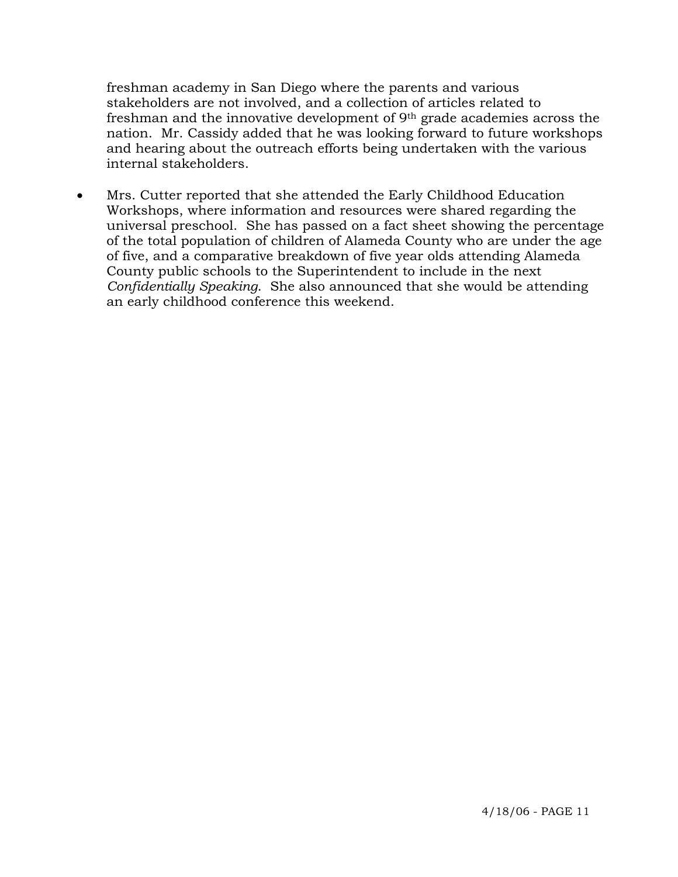freshman academy in San Diego where the parents and various stakeholders are not involved, and a collection of articles related to freshman and the innovative development of 9th grade academies across the nation. Mr. Cassidy added that he was looking forward to future workshops and hearing about the outreach efforts being undertaken with the various internal stakeholders.

- Mrs. Cutter reported that she attended the Early Childhood Education Workshops, where information and resources were shared regarding the universal preschool. She has passed on a fact sheet showing the percentage of the total population of children of Alameda County who are under the age of five, and a comparative breakdown of five year olds attending Alameda County public schools to the Superintendent to include in the next *Confidentially Speaking*. She also announced that she would be attending an early childhood conference this weekend.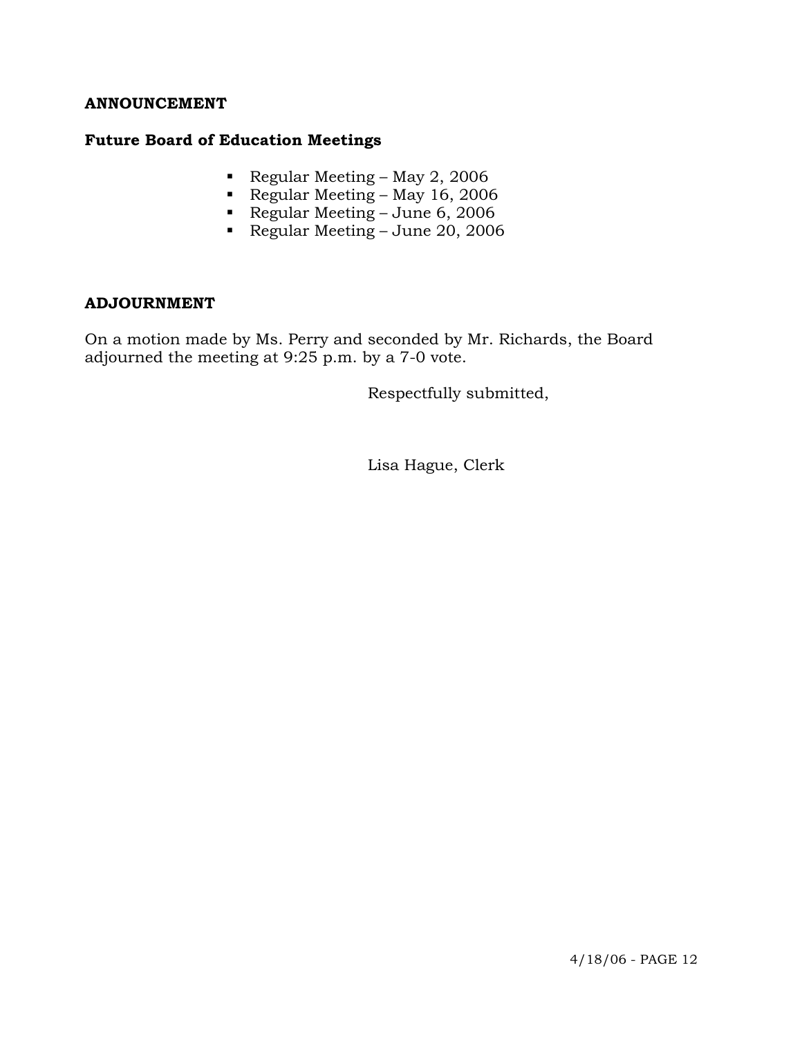**ANNOUNCEMENT**

**Future Board of Education Meetings**

- Regular Meeting – May 2, 2006
- Regular Meeting – May 16, 2006
- Regular Meeting – June 6, 2006
- Regular Meeting – June 20, 2006

**ADJOURNMENT**

On a motion made by Ms. Perry and seconded by Mr. Richards, the Board adjourned the meeting at 9:25 p.m. by a 7-0 vote.

Respectfully submitted,

Lisa Hague, Clerk